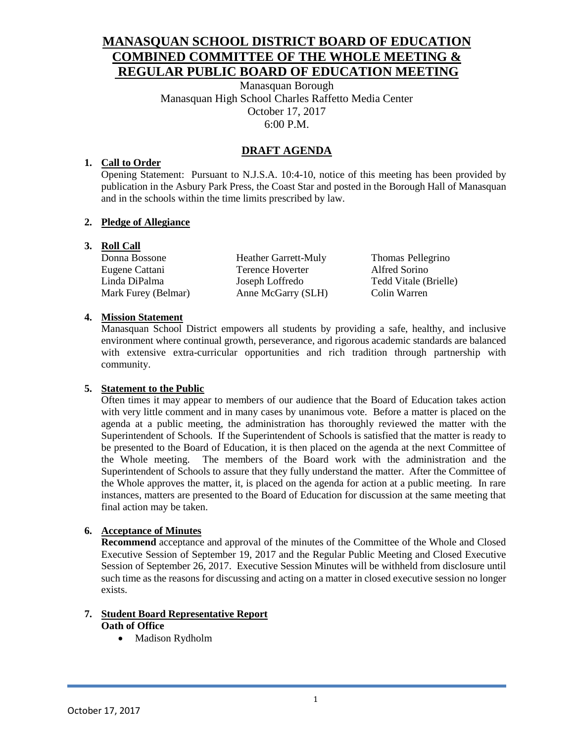# MANASQUAN SCHOOL DISTRICT BOARD OF EDUCATION COMBINED COMMITTEE OF THE WHOLE MEETING & REGULAR PUBLIC BOARD OF EDUCATION MEETING

Manasquan Borough
Manasquan High School Charles Raffetto Media Center
October 17, 2017
6:00 P.M.

## DRAFT AGENDA

**1. Call to Order**

Opening Statement: Pursuant to N.J.S.A. 10:4-10, notice of this meeting has been provided by publication in the Asbury Park Press, the Coast Star and posted in the Borough Hall of Manasquan and in the schools within the time limits prescribed by law.

**2. Pledge of Allegiance**

**3. Roll Call**

| | | |
|---|---|---|
| Donna Bossone | Heather Garrett-Muly | Thomas Pellegrino |
| Eugene Cattani | Terence Hoverter | Alfred Sorino |
| Linda DiPalma | Joseph Loffredo | Tedd Vitale (Brielle) |
| Mark Furey (Belmar) | Anne McGarry (SLH) | Colin Warren |

**4. Mission Statement**

Manasquan School District empowers all students by providing a safe, healthy, and inclusive environment where continual growth, perseverance, and rigorous academic standards are balanced with extensive extra-curricular opportunities and rich tradition through partnership with community.

**5. Statement to the Public**

Often times it may appear to members of our audience that the Board of Education takes action with very little comment and in many cases by unanimous vote. Before a matter is placed on the agenda at a public meeting, the administration has thoroughly reviewed the matter with the Superintendent of Schools. If the Superintendent of Schools is satisfied that the matter is ready to be presented to the Board of Education, it is then placed on the agenda at the next Committee of the Whole meeting. The members of the Board work with the administration and the Superintendent of Schools to assure that they fully understand the matter. After the Committee of the Whole approves the matter, it, is placed on the agenda for action at a public meeting. In rare instances, matters are presented to the Board of Education for discussion at the same meeting that final action may be taken.

**6. Acceptance of Minutes**

**Recommend** acceptance and approval of the minutes of the Committee of the Whole and Closed Executive Session of September 19, 2017 and the Regular Public Meeting and Closed Executive Session of September 26, 2017. Executive Session Minutes will be withheld from disclosure until such time as the reasons for discussing and acting on a matter in closed executive session no longer exists.

**7. Student Board Representative Report**

**Oath of Office**

- Madison Rydholm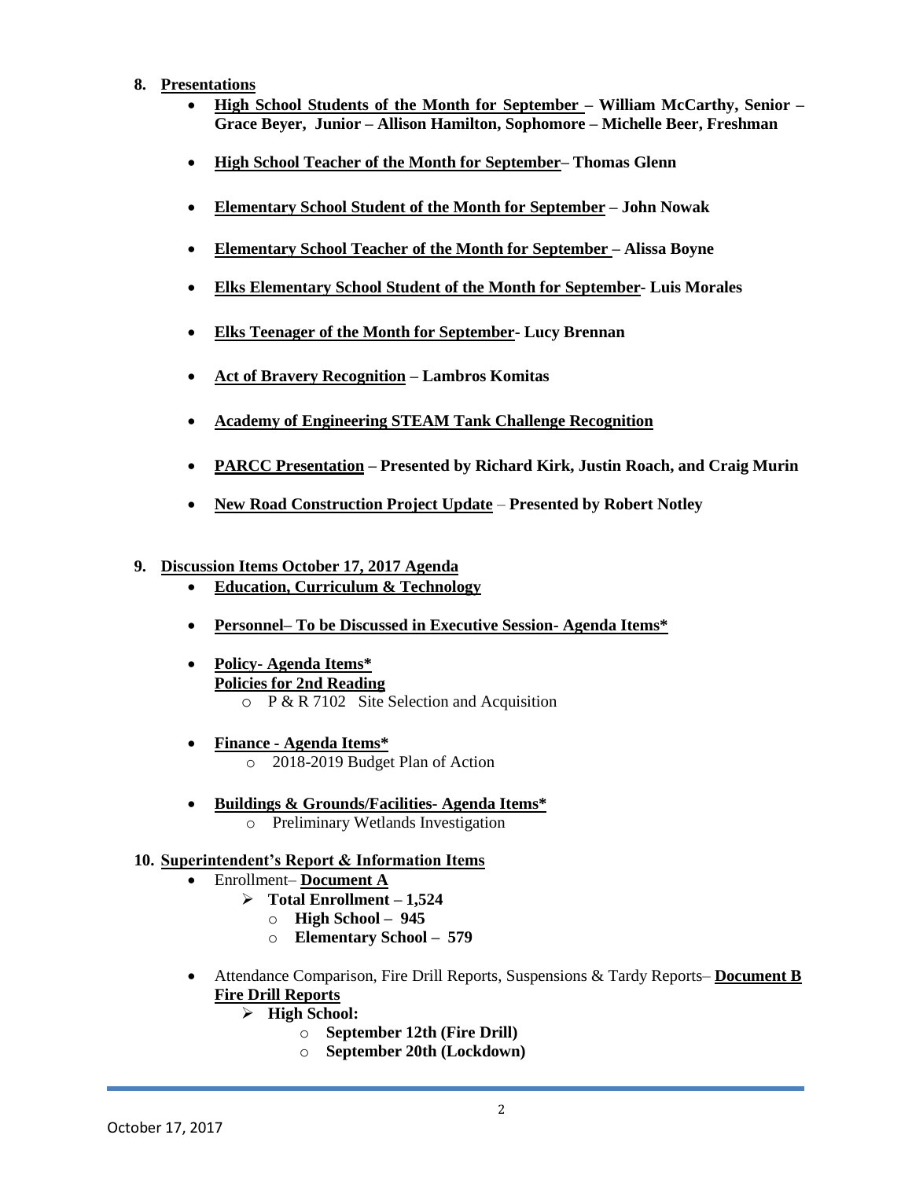8. **Presentations**
   - **High School Students of the Month for September – William McCarthy, Senior – Grace Beyer, Junior – Allison Hamilton, Sophomore – Michelle Beer, Freshman**
   - **High School Teacher of the Month for September– Thomas Glenn**
   - **Elementary School Student of the Month for September – John Nowak**
   - **Elementary School Teacher of the Month for September – Alissa Boyne**
   - **Elks Elementary School Student of the Month for September- Luis Morales**
   - **Elks Teenager of the Month for September- Lucy Brennan**
   - **Act of Bravery Recognition – Lambros Komitas**
   - **Academy of Engineering STEAM Tank Challenge Recognition**
   - **PARCC Presentation – Presented by Richard Kirk, Justin Roach, and Craig Murin**
   - **New Road Construction Project Update – Presented by Robert Notley**

9. **Discussion Items October 17, 2017 Agenda**
   - **Education, Curriculum & Technology**
   - **Personnel– To be Discussed in Executive Session- Agenda Items***
   - **Policy- Agenda Items***
     **Policies for 2nd Reading**
     - P & R 7102 Site Selection and Acquisition
   - **Finance - Agenda Items***
     - 2018-2019 Budget Plan of Action
   - **Buildings & Grounds/Facilities- Agenda Items***
     - Preliminary Wetlands Investigation

10. **Superintendent's Report & Information Items**
    - Enrollment– **Document A**
      - **Total Enrollment – 1,524**
        - **High School – 945**
        - **Elementary School – 579**
    - Attendance Comparison, Fire Drill Reports, Suspensions & Tardy Reports– **Document B**
      **Fire Drill Reports**
      - **High School:**
        - **September 12th (Fire Drill)**
        - **September 20th (Lockdown)**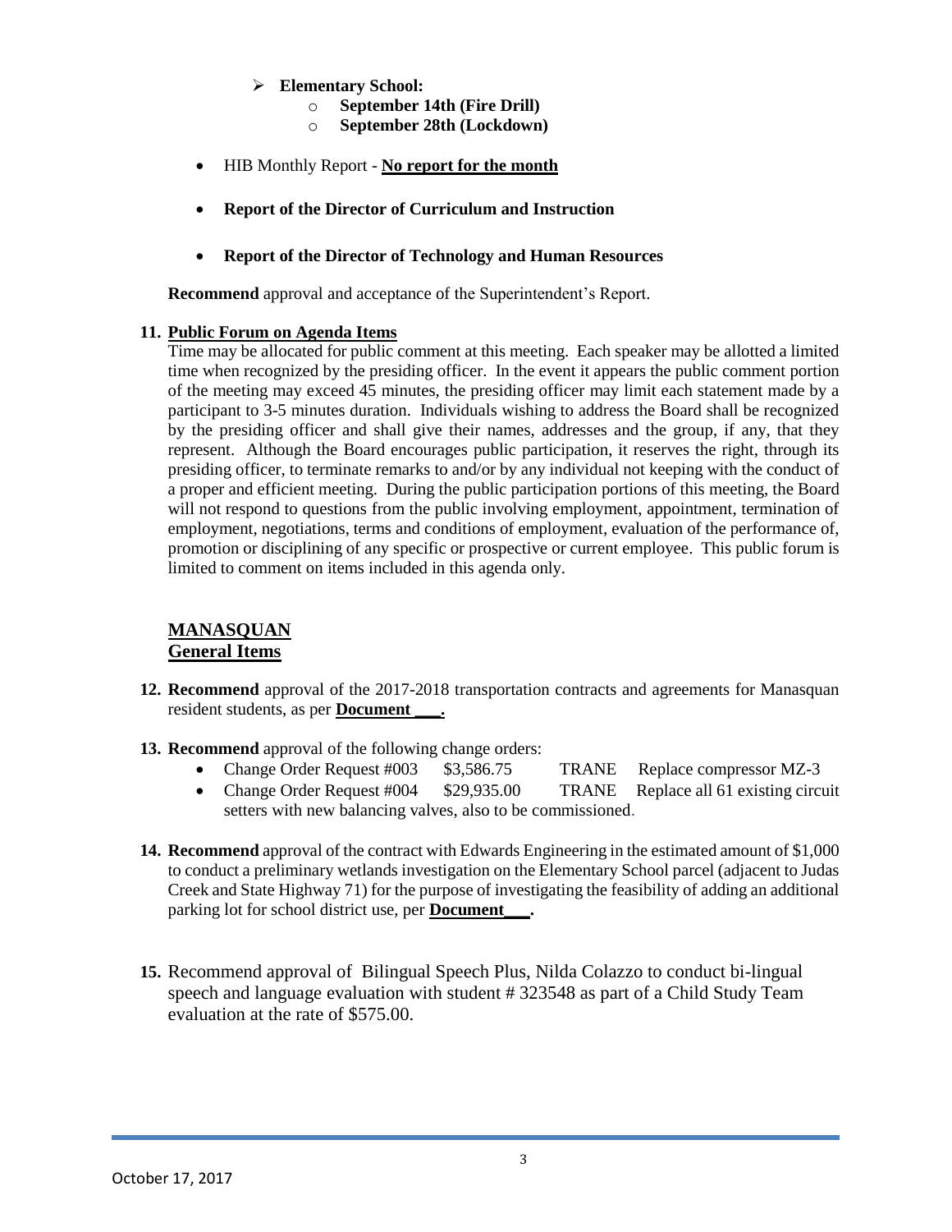- **Elementary School:**
  - **September 14th (Fire Drill)**
  - **September 28th (Lockdown)**

- HIB Monthly Report - **No report for the month**

- **Report of the Director of Curriculum and Instruction**

- **Report of the Director of Technology and Human Resources**

**Recommend** approval and acceptance of the Superintendent's Report.

**11. Public Forum on Agenda Items**

Time may be allocated for public comment at this meeting. Each speaker may be allotted a limited time when recognized by the presiding officer. In the event it appears the public comment portion of the meeting may exceed 45 minutes, the presiding officer may limit each statement made by a participant to 3-5 minutes duration. Individuals wishing to address the Board shall be recognized by the presiding officer and shall give their names, addresses and the group, if any, that they represent. Although the Board encourages public participation, it reserves the right, through its presiding officer, to terminate remarks to and/or by any individual not keeping with the conduct of a proper and efficient meeting. During the public participation portions of this meeting, the Board will not respond to questions from the public involving employment, appointment, termination of employment, negotiations, terms and conditions of employment, evaluation of the performance of, promotion or disciplining of any specific or prospective or current employee. This public forum is limited to comment on items included in this agenda only.

## MANASQUAN
## General Items

**12. Recommend** approval of the 2017-2018 transportation contracts and agreements for Manasquan resident students, as per **Document \_\_\_.**

**13. Recommend** approval of the following change orders:

- Change Order Request #003 $3,586.75 TRANE Replace compressor MZ-3
- Change Order Request #004 $29,935.00 TRANE Replace all 61 existing circuit setters with new balancing valves, also to be commissioned.

**14. Recommend** approval of the contract with Edwards Engineering in the estimated amount of $1,000 to conduct a preliminary wetlands investigation on the Elementary School parcel (adjacent to Judas Creek and State Highway 71) for the purpose of investigating the feasibility of adding an additional parking lot for school district use, per **Document\_\_\_.**

**15.** Recommend approval of Bilingual Speech Plus, Nilda Colazzo to conduct bi-lingual speech and language evaluation with student # 323548 as part of a Child Study Team evaluation at the rate of $575.00.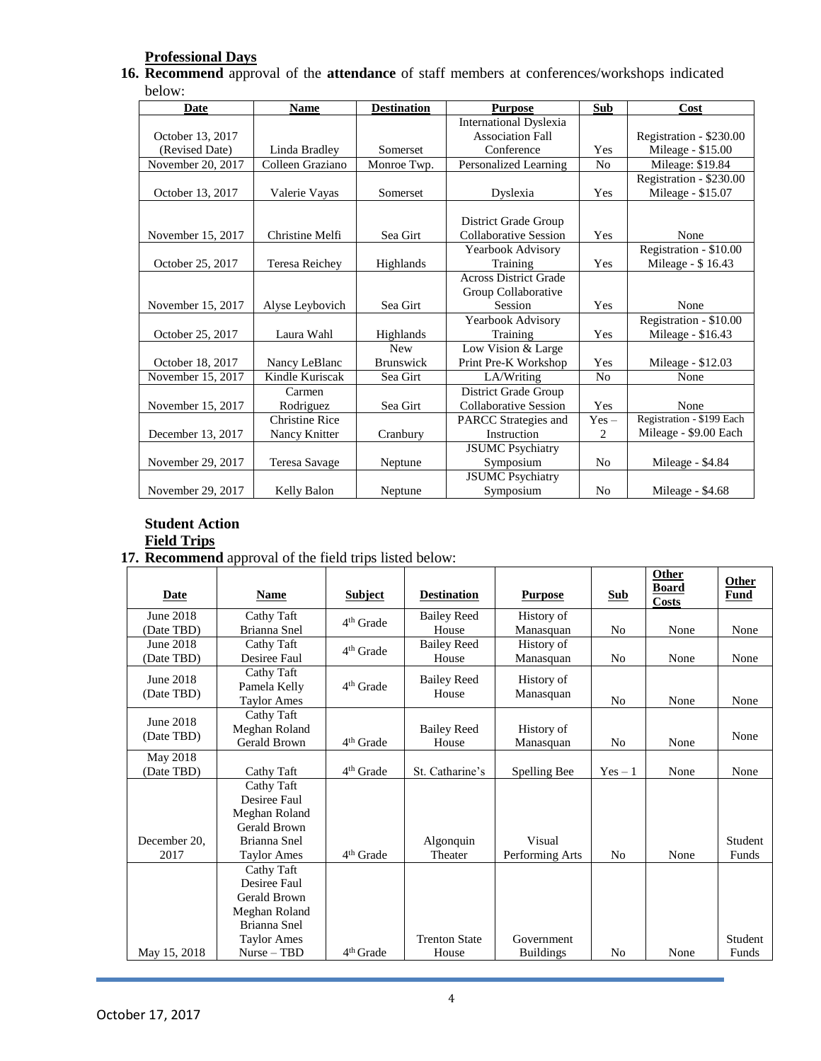**Professional Days**

**16. Recommend** approval of the **attendance** of staff members at conferences/workshops indicated below:

| Date | Name | Destination | Purpose | Sub | Cost |
|---|---|---|---|---|---|
| October 13, 2017 (Revised Date) | Linda Bradley | Somerset | International Dyslexia Association Fall Conference | Yes | Registration - $230.00 Mileage - $15.00 |
| November 20, 2017 | Colleen Graziano | Monroe Twp. | Personalized Learning | No | Mileage: $19.84 |
| October 13, 2017 | Valerie Vayas | Somerset | Dyslexia | Yes | Registration - $230.00 Mileage - $15.07 |
| November 15, 2017 | Christine Melfi | Sea Girt | District Grade Group Collaborative Session | Yes | None |
| October 25, 2017 | Teresa Reichey | Highlands | Yearbook Advisory Training | Yes | Registration - $10.00 Mileage - $ 16.43 |
| November 15, 2017 | Alyse Leybovich | Sea Girt | Across District Grade Group Collaborative Session | Yes | None |
| October 25, 2017 | Laura Wahl | Highlands | Yearbook Advisory Training | Yes | Registration - $10.00 Mileage - $16.43 |
| October 18, 2017 | Nancy LeBlanc | New Brunswick | Low Vision & Large Print Pre-K Workshop | Yes | Mileage - $12.03 |
| November 15, 2017 | Kindle Kuriscak | Sea Girt | LA/Writing | No | None |
| November 15, 2017 | Carmen Rodriguez | Sea Girt | District Grade Group Collaborative Session | Yes | None |
| December 13, 2017 | Christine Rice Nancy Knitter | Cranbury | PARCC Strategies and Instruction | Yes – 2 | Registration - $199 Each Mileage - $9.00 Each |
| November 29, 2017 | Teresa Savage | Neptune | JSUMC Psychiatry Symposium | No | Mileage - $4.84 |
| November 29, 2017 | Kelly Balon | Neptune | JSUMC Psychiatry Symposium | No | Mileage - $4.68 |

**Student Action**

**Field Trips**

**17. Recommend** approval of the field trips listed below:

| Date | Name | Subject | Destination | Purpose | Sub | Other Board Costs | Other Fund |
|---|---|---|---|---|---|---|---|
| June 2018 (Date TBD) | Cathy Taft Brianna Snel | 4th Grade | Bailey Reed House | History of Manasquan | No | None | None |
| June 2018 (Date TBD) | Cathy Taft Desiree Faul | 4th Grade | Bailey Reed House | History of Manasquan | No | None | None |
| June 2018 (Date TBD) | Cathy Taft Pamela Kelly Taylor Ames | 4th Grade | Bailey Reed House | History of Manasquan | No | None | None |
| June 2018 (Date TBD) | Cathy Taft Meghan Roland Gerald Brown | 4th Grade | Bailey Reed House | History of Manasquan | No | None | None |
| May 2018 (Date TBD) | Cathy Taft | 4th Grade | St. Catharine's | Spelling Bee | Yes – 1 | None | None |
| December 20, 2017 | Cathy Taft Desiree Faul Meghan Roland Gerald Brown Brianna Snel Taylor Ames | 4th Grade | Algonquin Theater | Visual Performing Arts | No | None | Student Funds |
| May 15, 2018 | Cathy Taft Desiree Faul Gerald Brown Meghan Roland Brianna Snel Taylor Ames Nurse – TBD | 4th Grade | Trenton State House | Government Buildings | No | None | Student Funds |

October 17, 2017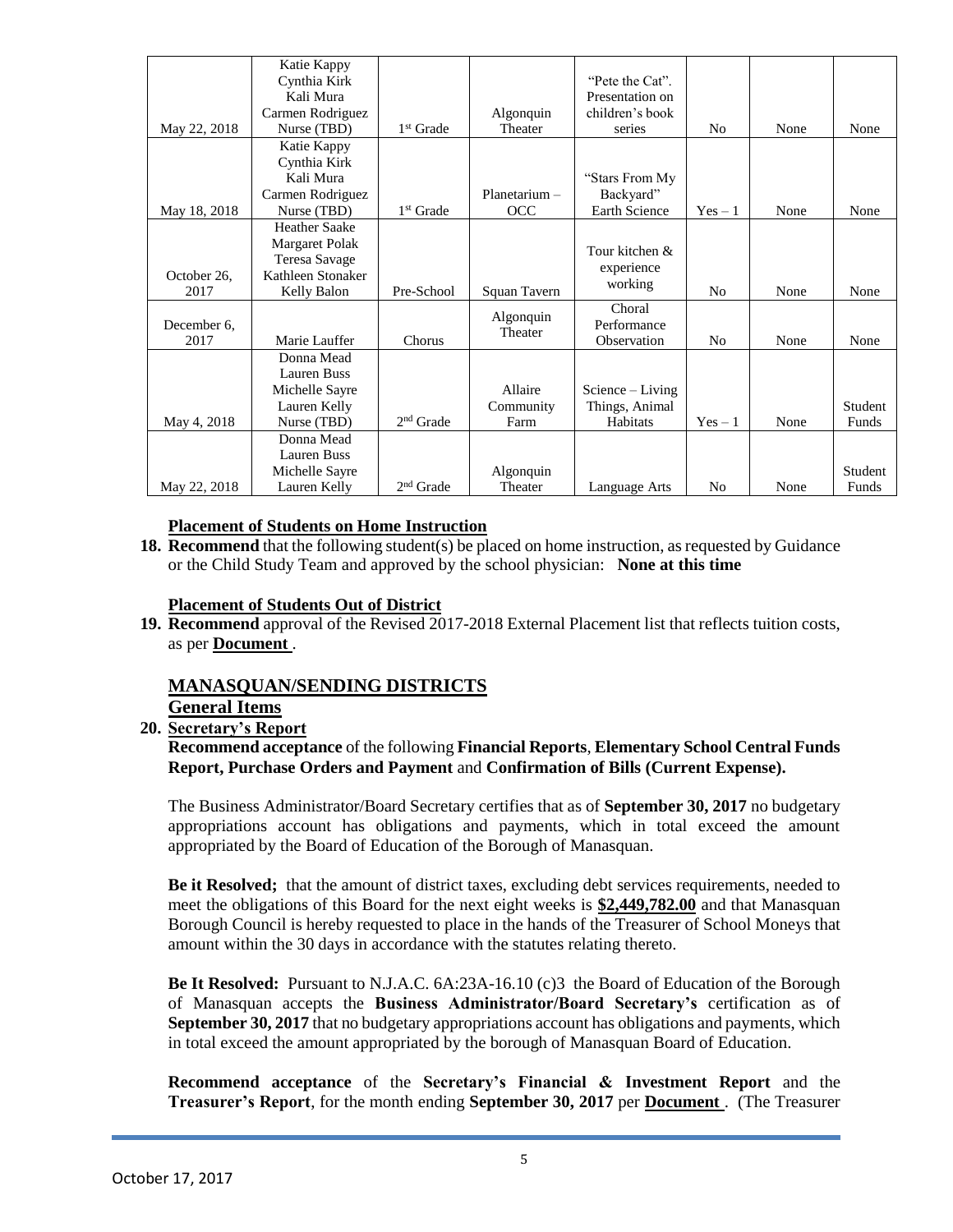| | | | | | | | |
|---|---|---|---|---|---|---|---|
| May 22, 2018 | Katie Kappy Cynthia Kirk Kali Mura Carmen Rodriguez Nurse (TBD) | 1st Grade | Algonquin Theater | "Pete the Cat". Presentation on children's book series | No | None | None |
| May 18, 2018 | Katie Kappy Cynthia Kirk Kali Mura Carmen Rodriguez Nurse (TBD) | 1st Grade | Planetarium – OCC | "Stars From My Backyard" Earth Science | Yes – 1 | None | None |
| October 26, 2017 | Heather Saake Margaret Polak Teresa Savage Kathleen Stonaker Kelly Balon | Pre-School | Squan Tavern | Tour kitchen & experience working | No | None | None |
| December 6, 2017 | Marie Lauffer | Chorus | Algonquin Theater | Choral Performance Observation | No | None | None |
| May 4, 2018 | Donna Mead Lauren Buss Michelle Sayre Lauren Kelly Nurse (TBD) | 2nd Grade | Allaire Community Farm | Science – Living Things, Animal Habitats | Yes – 1 | None | Student Funds |
| May 22, 2018 | Donna Mead Lauren Buss Michelle Sayre Lauren Kelly | 2nd Grade | Algonquin Theater | Language Arts | No | None | Student Funds |

**Placement of Students on Home Instruction**

**18. Recommend** that the following student(s) be placed on home instruction, as requested by Guidance or the Child Study Team and approved by the school physician: **None at this time**

**Placement of Students Out of District**

**19. Recommend** approval of the Revised 2017-2018 External Placement list that reflects tuition costs, as per **Document** .

## MANASQUAN/SENDING DISTRICTS

### General Items

**20. Secretary's Report**

**Recommend acceptance** of the following **Financial Reports**, **Elementary School Central Funds Report, Purchase Orders and Payment** and **Confirmation of Bills (Current Expense).**

The Business Administrator/Board Secretary certifies that as of **September 30, 2017** no budgetary appropriations account has obligations and payments, which in total exceed the amount appropriated by the Board of Education of the Borough of Manasquan.

**Be it Resolved;** that the amount of district taxes, excluding debt services requirements, needed to meet the obligations of this Board for the next eight weeks is **$2,449,782.00** and that Manasquan Borough Council is hereby requested to place in the hands of the Treasurer of School Moneys that amount within the 30 days in accordance with the statutes relating thereto.

**Be It Resolved:** Pursuant to N.J.A.C. 6A:23A-16.10 (c)3 the Board of Education of the Borough of Manasquan accepts the **Business Administrator/Board Secretary's** certification as of **September 30, 2017** that no budgetary appropriations account has obligations and payments, which in total exceed the amount appropriated by the borough of Manasquan Board of Education.

**Recommend acceptance** of the **Secretary's Financial & Investment Report** and the **Treasurer's Report**, for the month ending **September 30, 2017** per **Document** . (The Treasurer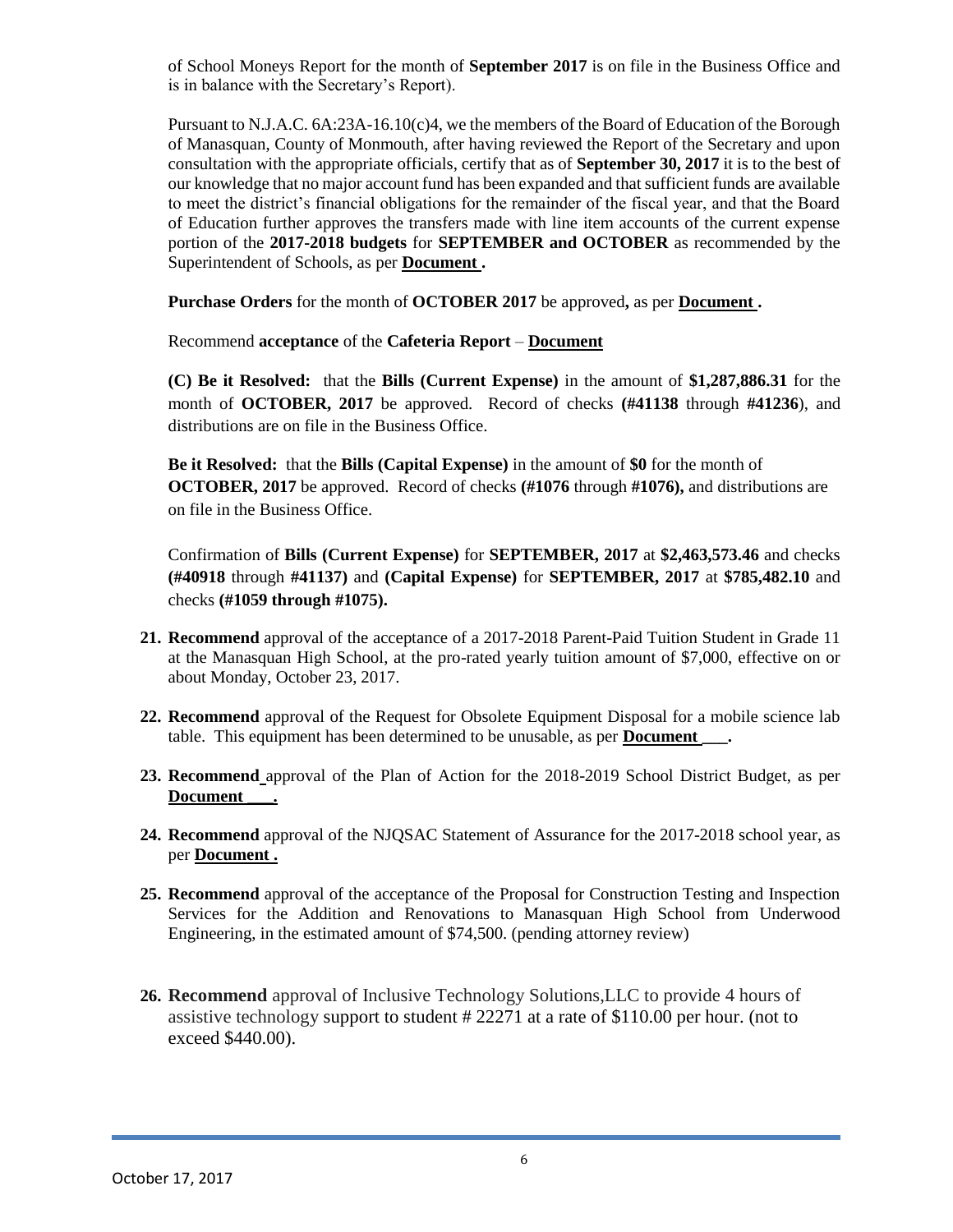of School Moneys Report for the month of **September 2017** is on file in the Business Office and is in balance with the Secretary's Report).

Pursuant to N.J.A.C. 6A:23A-16.10(c)4, we the members of the Board of Education of the Borough of Manasquan, County of Monmouth, after having reviewed the Report of the Secretary and upon consultation with the appropriate officials, certify that as of **September 30, 2017** it is to the best of our knowledge that no major account fund has been expanded and that sufficient funds are available to meet the district's financial obligations for the remainder of the fiscal year, and that the Board of Education further approves the transfers made with line item accounts of the current expense portion of the **2017-2018 budgets** for **SEPTEMBER and OCTOBER** as recommended by the Superintendent of Schools, as per **Document .**

**Purchase Orders** for the month of **OCTOBER 2017** be approved**,** as per **Document .**

Recommend **acceptance** of the **Cafeteria Report** – **Document**

**(C) Be it Resolved:** that the **Bills (Current Expense)** in the amount of **$1,287,886.31** for the month of **OCTOBER, 2017** be approved. Record of checks **(#41138** through **#41236**), and distributions are on file in the Business Office.

**Be it Resolved:** that the **Bills (Capital Expense)** in the amount of **$0** for the month of **OCTOBER, 2017** be approved. Record of checks **(#1076** through **#1076),** and distributions are on file in the Business Office.

Confirmation of **Bills (Current Expense)** for **SEPTEMBER, 2017** at **$2,463,573.46** and checks **(#40918** through **#41137)** and **(Capital Expense)** for **SEPTEMBER, 2017** at **$785,482.10** and checks **(#1059 through #1075).**

21. **Recommend** approval of the acceptance of a 2017-2018 Parent-Paid Tuition Student in Grade 11 at the Manasquan High School, at the pro-rated yearly tuition amount of $7,000, effective on or about Monday, October 23, 2017.
22. **Recommend** approval of the Request for Obsolete Equipment Disposal for a mobile science lab table. This equipment has been determined to be unusable, as per **Document ___.**
23. **Recommend** approval of the Plan of Action for the 2018-2019 School District Budget, as per **Document ___.**
24. **Recommend** approval of the NJQSAC Statement of Assurance for the 2017-2018 school year, as per **Document .**
25. **Recommend** approval of the acceptance of the Proposal for Construction Testing and Inspection Services for the Addition and Renovations to Manasquan High School from Underwood Engineering, in the estimated amount of $74,500. (pending attorney review)
26. **Recommend** approval of Inclusive Technology Solutions,LLC to provide 4 hours of assistive technology support to student # 22271 at a rate of $110.00 per hour. (not to exceed $440.00).

October 17, 2017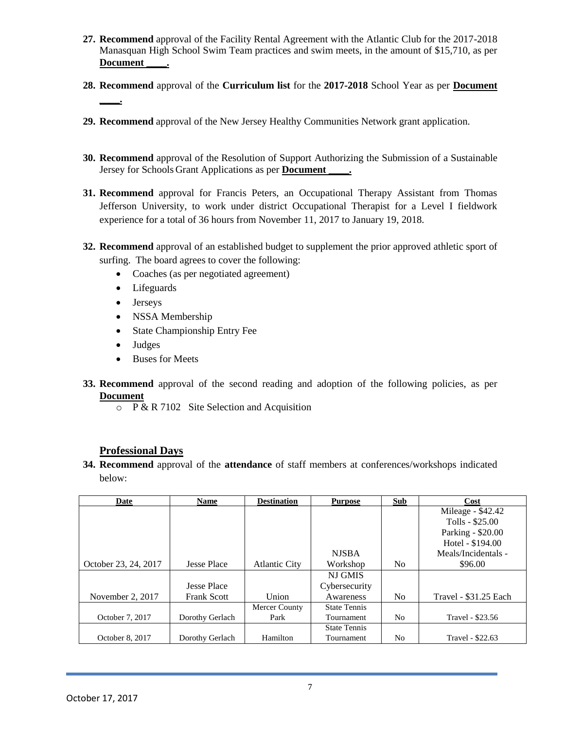27. **Recommend** approval of the Facility Rental Agreement with the Atlantic Club for the 2017-2018 Manasquan High School Swim Team practices and swim meets, in the amount of $15,710, as per **Document ____.**

28. **Recommend** approval of the **Curriculum list** for the **2017-2018** School Year as per **Document ____.**

29. **Recommend** approval of the New Jersey Healthy Communities Network grant application.

30. **Recommend** approval of the Resolution of Support Authorizing the Submission of a Sustainable Jersey for Schools Grant Applications as per **Document ____.**

31. **Recommend** approval for Francis Peters, an Occupational Therapy Assistant from Thomas Jefferson University, to work under district Occupational Therapist for a Level I fieldwork experience for a total of 36 hours from November 11, 2017 to January 19, 2018.

32. **Recommend** approval of an established budget to supplement the prior approved athletic sport of surfing. The board agrees to cover the following:
    - Coaches (as per negotiated agreement)
    - Lifeguards
    - Jerseys
    - NSSA Membership
    - State Championship Entry Fee
    - Judges
    - Buses for Meets

33. **Recommend** approval of the second reading and adoption of the following policies, as per **Document**
    - P & R 7102 Site Selection and Acquisition

## Professional Days

34. **Recommend** approval of the **attendance** of staff members at conferences/workshops indicated below:

| Date | Name | Destination | Purpose | Sub | Cost |
|---|---|---|---|---|---|
| October 23, 24, 2017 | Jesse Place | Atlantic City | NJSBA Workshop | No | Mileage - $42.42<br>Tolls - $25.00<br>Parking - $20.00<br>Hotel - $194.00<br>Meals/Incidentals - $96.00 |
| November 2, 2017 | Jesse Place<br>Frank Scott | Union | NJ GMIS Cybersecurity Awareness | No | Travel - $31.25 Each |
| October 7, 2017 | Dorothy Gerlach | Mercer County Park | State Tennis Tournament | No | Travel - $23.56 |
| October 8, 2017 | Dorothy Gerlach | Hamilton | State Tennis Tournament | No | Travel - $22.63 |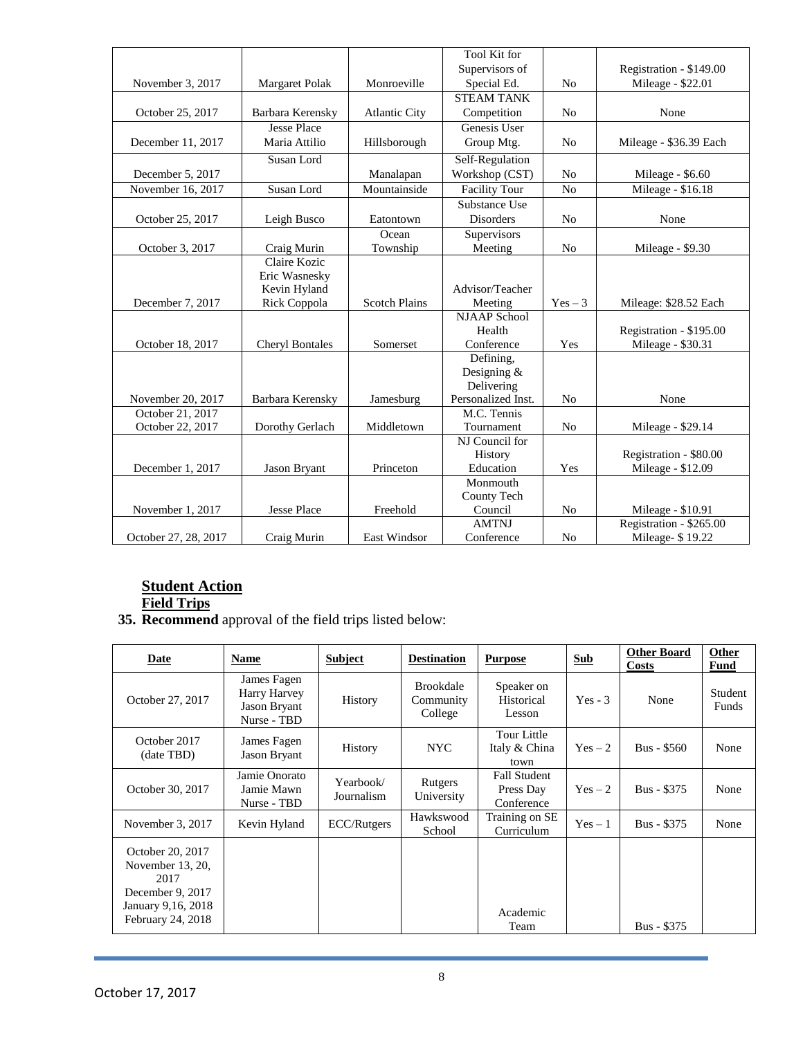| | | | | | |
|---|---|---|---|---|---|
| November 3, 2017 | Margaret Polak | Monroeville | Tool Kit for Supervisors of Special Ed. | No | Registration - $149.00<br>Mileage - $22.01 |
| October 25, 2017 | Barbara Kerensky | Atlantic City | STEAM TANK Competition | No | None |
| December 11, 2017 | Jesse Place<br>Maria Attilio | Hillsborough | Genesis User Group Mtg. | No | Mileage - $36.39 Each |
| December 5, 2017 | Susan Lord | Manalapan | Self-Regulation Workshop (CST) | No | Mileage - $6.60 |
| November 16, 2017 | Susan Lord | Mountainside | Facility Tour | No | Mileage - $16.18 |
| October 25, 2017 | Leigh Busco | Eatontown | Substance Use Disorders | No | None |
| October 3, 2017 | Craig Murin | Ocean Township | Supervisors Meeting | No | Mileage - $9.30 |
| December 7, 2017 | Claire Kozic<br>Eric Wasnesky<br>Kevin Hyland<br>Rick Coppola | Scotch Plains | Advisor/Teacher Meeting | Yes – 3 | Mileage: $28.52 Each |
| October 18, 2017 | Cheryl Bontales | Somerset | NJAAP School Health Conference | Yes | Registration - $195.00<br>Mileage - $30.31 |
| November 20, 2017 | Barbara Kerensky | Jamesburg | Defining, Designing & Delivering Personalized Inst. | No | None |
| October 21, 2017<br>October 22, 2017 | Dorothy Gerlach | Middletown | M.C. Tennis Tournament | No | Mileage - $29.14 |
| December 1, 2017 | Jason Bryant | Princeton | NJ Council for History Education | Yes | Registration - $80.00<br>Mileage - $12.09 |
| November 1, 2017 | Jesse Place | Freehold | Monmouth County Tech Council | No | Mileage - $10.91 |
| October 27, 28, 2017 | Craig Murin | East Windsor | AMTNJ Conference | No | Registration - $265.00<br>Mileage- $ 19.22 |

## Student Action

### Field Trips

**35. Recommend** approval of the field trips listed below:

| Date | Name | Subject | Destination | Purpose | Sub | Other Board Costs | Other Fund |
|---|---|---|---|---|---|---|---|
| October 27, 2017 | James Fagen<br>Harry Harvey<br>Jason Bryant<br>Nurse - TBD | History | Brookdale Community College | Speaker on Historical Lesson | Yes - 3 | None | Student Funds |
| October 2017 (date TBD) | James Fagen<br>Jason Bryant | History | NYC | Tour Little Italy & China town | Yes – 2 | Bus - $560 | None |
| October 30, 2017 | Jamie Onorato<br>Jamie Mawn<br>Nurse - TBD | Yearbook/ Journalism | Rutgers University | Fall Student Press Day Conference | Yes – 2 | Bus - $375 | None |
| November 3, 2017 | Kevin Hyland | ECC/Rutgers | Hawkswood School | Training on SE Curriculum | Yes – 1 | Bus - $375 | None |
| October 20, 2017<br>November 13, 20, 2017<br>December 9, 2017<br>January 9,16, 2018<br>February 24, 2018 | | | | Academic Team | | Bus - $375 | |

October 17, 2017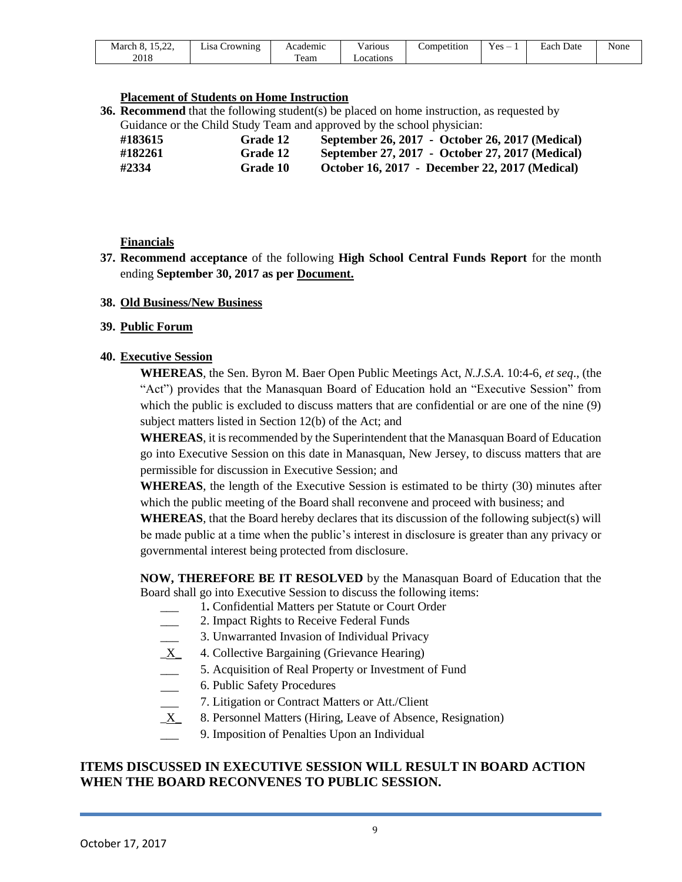| March 8, 15,22, 2018 | Lisa Crowning | Academic Team | Various Locations | Competition | Yes – 1 | Each Date | None |
|---|---|---|---|---|---|---|---|

**Placement of Students on Home Instruction**

**36. Recommend** that the following student(s) be placed on home instruction, as requested by Guidance or the Child Study Team and approved by the school physician:

| | | |
|---|---|---|
| **#183615** | **Grade 12** | **September 26, 2017 - October 26, 2017 (Medical)** |
| **#182261** | **Grade 12** | **September 27, 2017 - October 27, 2017 (Medical)** |
| **#2334** | **Grade 10** | **October 16, 2017 - December 22, 2017 (Medical)** |

**Financials**

**37. Recommend acceptance** of the following **High School Central Funds Report** for the month ending **September 30, 2017 as per Document.**

**38. Old Business/New Business**

**39. Public Forum**

**40. Executive Session**

**WHEREAS**, the Sen. Byron M. Baer Open Public Meetings Act, *N.J.S.A.* 10:4-6, *et seq*., (the "Act") provides that the Manasquan Board of Education hold an "Executive Session" from which the public is excluded to discuss matters that are confidential or are one of the nine (9) subject matters listed in Section 12(b) of the Act; and

**WHEREAS**, it is recommended by the Superintendent that the Manasquan Board of Education go into Executive Session on this date in Manasquan, New Jersey, to discuss matters that are permissible for discussion in Executive Session; and

**WHEREAS**, the length of the Executive Session is estimated to be thirty (30) minutes after which the public meeting of the Board shall reconvene and proceed with business; and

**WHEREAS**, that the Board hereby declares that its discussion of the following subject(s) will be made public at a time when the public's interest in disclosure is greater than any privacy or governmental interest being protected from disclosure.

**NOW, THEREFORE BE IT RESOLVED** by the Manasquan Board of Education that the Board shall go into Executive Session to discuss the following items:

___ 1. Confidential Matters per Statute or Court Order
___ 2. Impact Rights to Receive Federal Funds
___ 3. Unwarranted Invasion of Individual Privacy
_X_ 4. Collective Bargaining (Grievance Hearing)
___ 5. Acquisition of Real Property or Investment of Fund
___ 6. Public Safety Procedures
___ 7. Litigation or Contract Matters or Att./Client
_X_ 8. Personnel Matters (Hiring, Leave of Absence, Resignation)
___ 9. Imposition of Penalties Upon an Individual

**ITEMS DISCUSSED IN EXECUTIVE SESSION WILL RESULT IN BOARD ACTION WHEN THE BOARD RECONVENES TO PUBLIC SESSION.**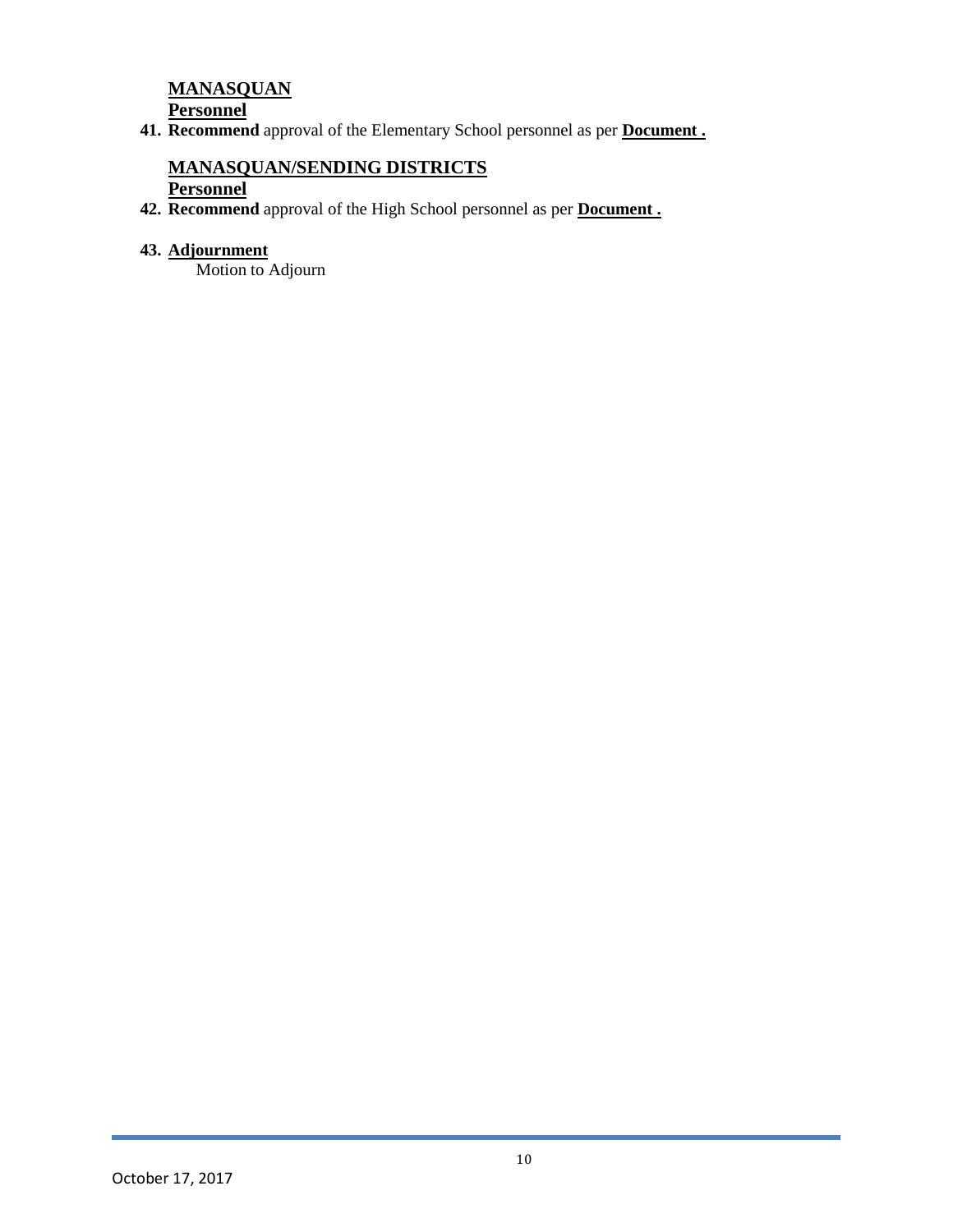**MANASQUAN**

**Personnel**

41. **Recommend** approval of the Elementary School personnel as per **Document .**

**MANASQUAN/SENDING DISTRICTS**

**Personnel**

42. **Recommend** approval of the High School personnel as per **Document .**

43. **Adjournment**

    Motion to Adjourn